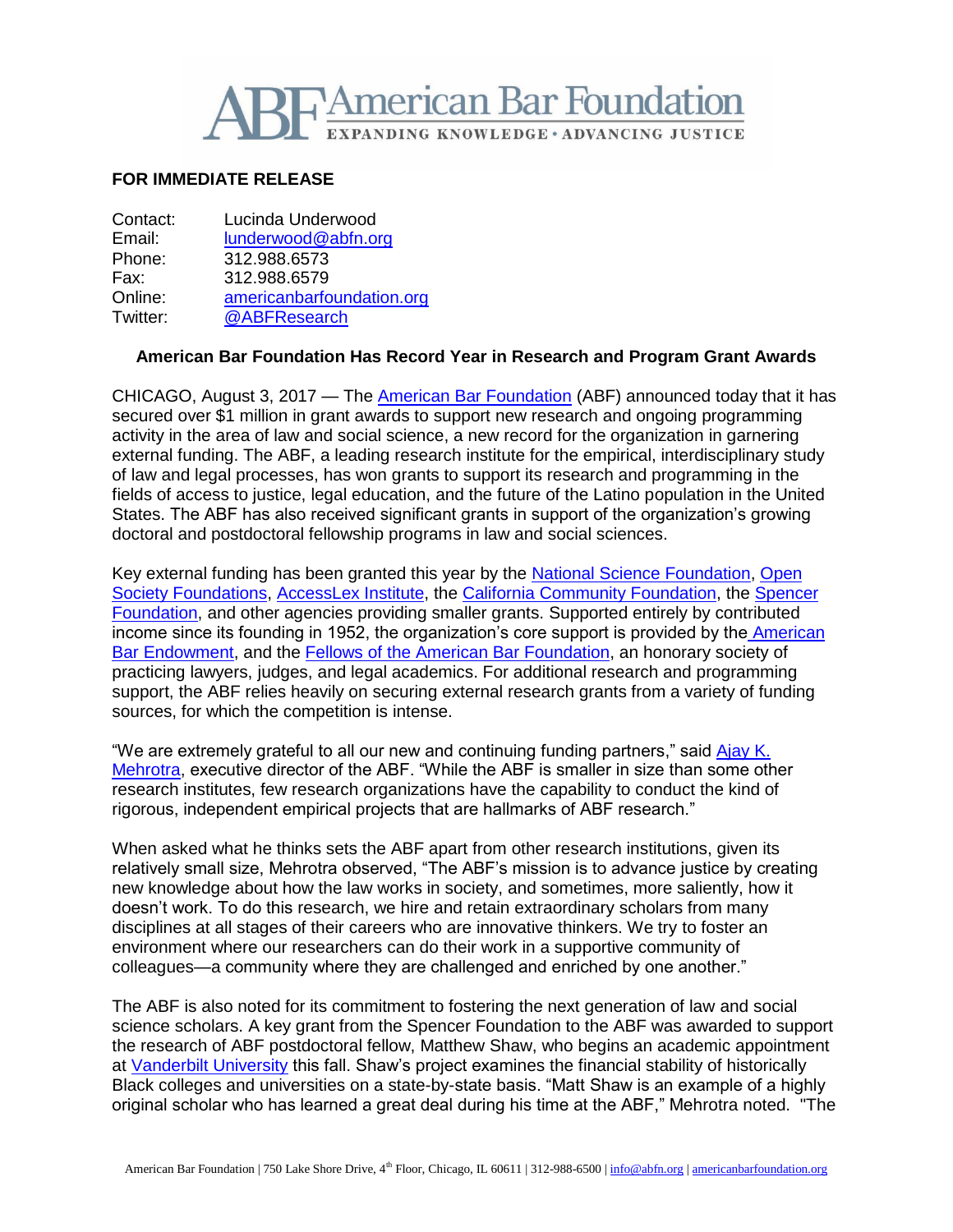**FOR IMMEDIATE RELEASE**

Contact: Lucinda Underwood
Email: lunderwood@abfn.org
Phone: 312.988.6573
Fax: 312.988.6579
Online: americanbarfoundation.org
Twitter: @ABFResearch

**American Bar Foundation Has Record Year in Research and Program Grant Awards**

CHICAGO, August 3, 2017 — The American Bar Foundation (ABF) announced today that it has secured over $1 million in grant awards to support new research and ongoing programming activity in the area of law and social science, a new record for the organization in garnering external funding. The ABF, a leading research institute for the empirical, interdisciplinary study of law and legal processes, has won grants to support its research and programming in the fields of access to justice, legal education, and the future of the Latino population in the United States. The ABF has also received significant grants in support of the organization's growing doctoral and postdoctoral fellowship programs in law and social sciences.

Key external funding has been granted this year by the National Science Foundation, Open Society Foundations, AccessLex Institute, the California Community Foundation, the Spencer Foundation, and other agencies providing smaller grants. Supported entirely by contributed income since its founding in 1952, the organization's core support is provided by the American Bar Endowment, and the Fellows of the American Bar Foundation, an honorary society of practicing lawyers, judges, and legal academics. For additional research and programming support, the ABF relies heavily on securing external research grants from a variety of funding sources, for which the competition is intense.

"We are extremely grateful to all our new and continuing funding partners," said Ajay K. Mehrotra, executive director of the ABF. "While the ABF is smaller in size than some other research institutes, few research organizations have the capability to conduct the kind of rigorous, independent empirical projects that are hallmarks of ABF research."

When asked what he thinks sets the ABF apart from other research institutions, given its relatively small size, Mehrotra observed, "The ABF's mission is to advance justice by creating new knowledge about how the law works in society, and sometimes, more saliently, how it doesn't work. To do this research, we hire and retain extraordinary scholars from many disciplines at all stages of their careers who are innovative thinkers. We try to foster an environment where our researchers can do their work in a supportive community of colleagues—a community where they are challenged and enriched by one another."

The ABF is also noted for its commitment to fostering the next generation of law and social science scholars. A key grant from the Spencer Foundation to the ABF was awarded to support the research of ABF postdoctoral fellow, Matthew Shaw, who begins an academic appointment at Vanderbilt University this fall. Shaw's project examines the financial stability of historically Black colleges and universities on a state-by-state basis. "Matt Shaw is an example of a highly original scholar who has learned a great deal during his time at the ABF," Mehrotra noted. "The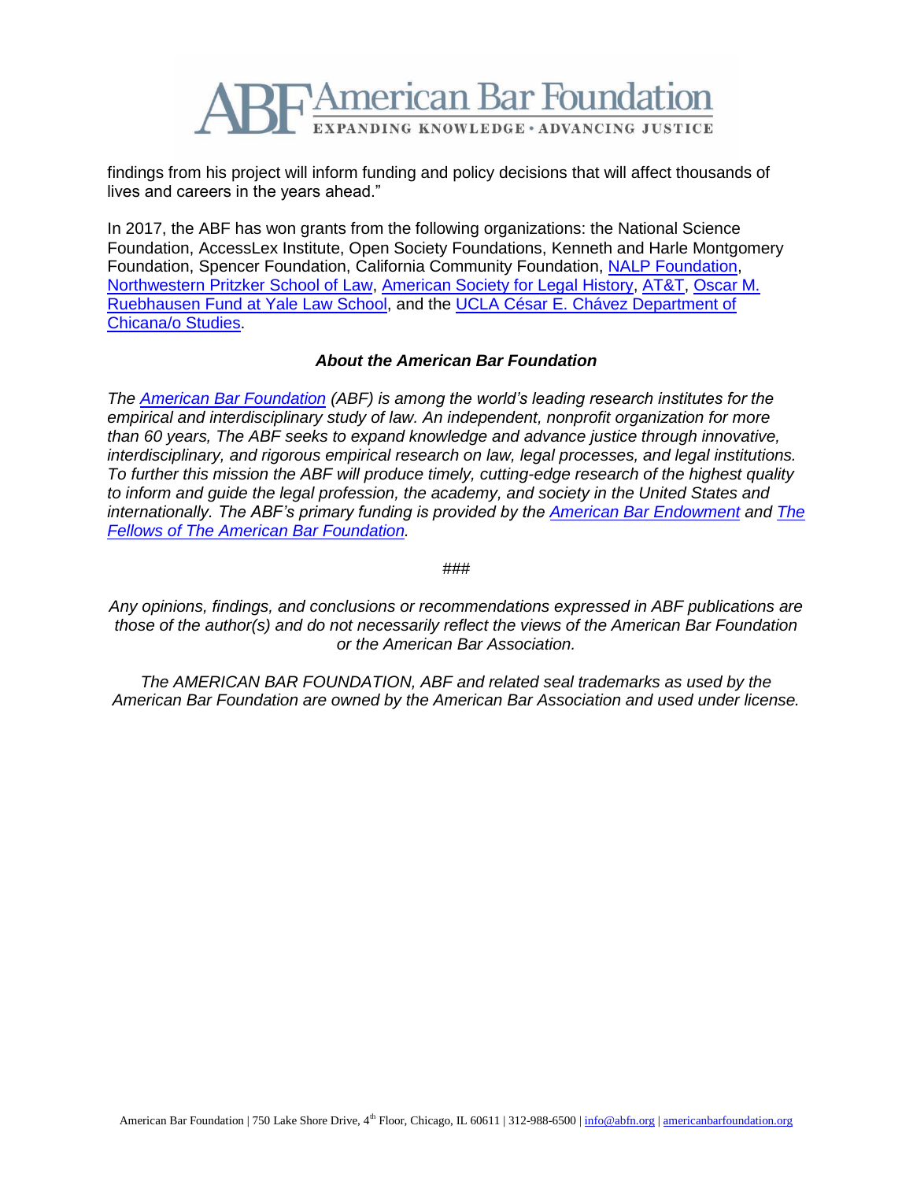findings from his project will inform funding and policy decisions that will affect thousands of lives and careers in the years ahead."

In 2017, the ABF has won grants from the following organizations: the National Science Foundation, AccessLex Institute, Open Society Foundations, Kenneth and Harle Montgomery Foundation, Spencer Foundation, California Community Foundation, NALP Foundation, Northwestern Pritzker School of Law, American Society for Legal History, AT&T, Oscar M. Ruebhausen Fund at Yale Law School, and the UCLA César E. Chávez Department of Chicana/o Studies.

### *About the American Bar Foundation*

*The American Bar Foundation (ABF) is among the world's leading research institutes for the empirical and interdisciplinary study of law. An independent, nonprofit organization for more than 60 years, The ABF seeks to expand knowledge and advance justice through innovative, interdisciplinary, and rigorous empirical research on law, legal processes, and legal institutions. To further this mission the ABF will produce timely, cutting-edge research of the highest quality to inform and guide the legal profession, the academy, and society in the United States and internationally. The ABF's primary funding is provided by the American Bar Endowment and The Fellows of The American Bar Foundation.*

###

*Any opinions, findings, and conclusions or recommendations expressed in ABF publications are those of the author(s) and do not necessarily reflect the views of the American Bar Foundation or the American Bar Association.*

*The AMERICAN BAR FOUNDATION, ABF and related seal trademarks as used by the American Bar Foundation are owned by the American Bar Association and used under license.*